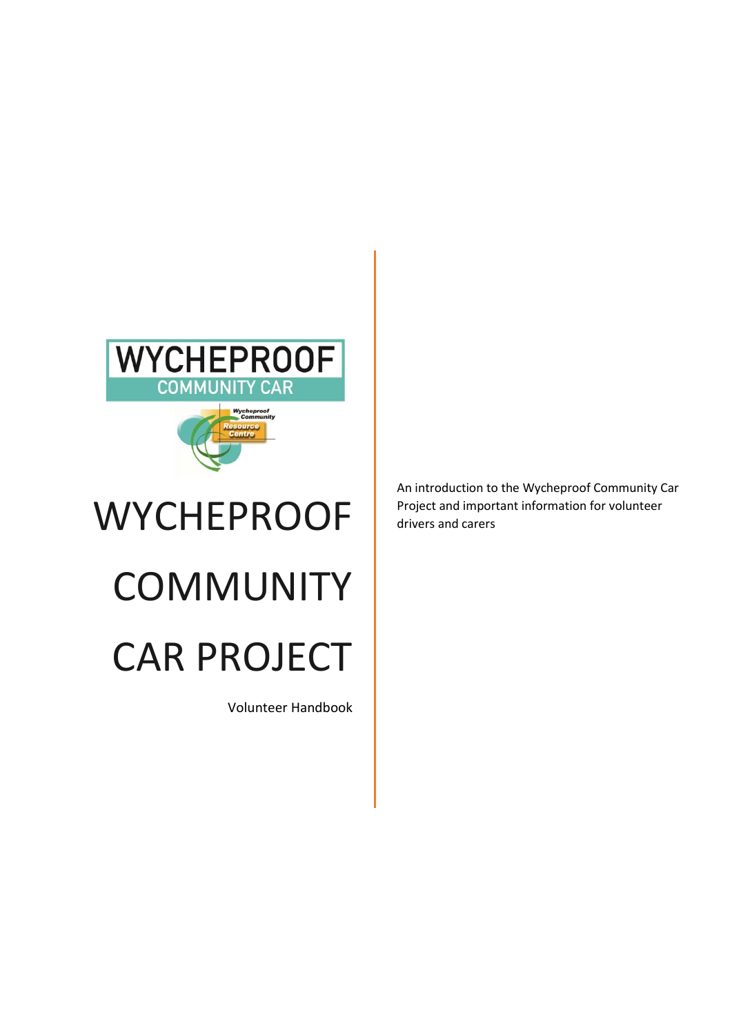WYCHEPROOF

COMMUNITY CAR

Wycheproof Community Resource Centre

# WYCHEPROOF COMMUNITY CAR PROJECT

Volunteer Handbook

An introduction to the Wycheproof Community Car Project and important information for volunteer drivers and carers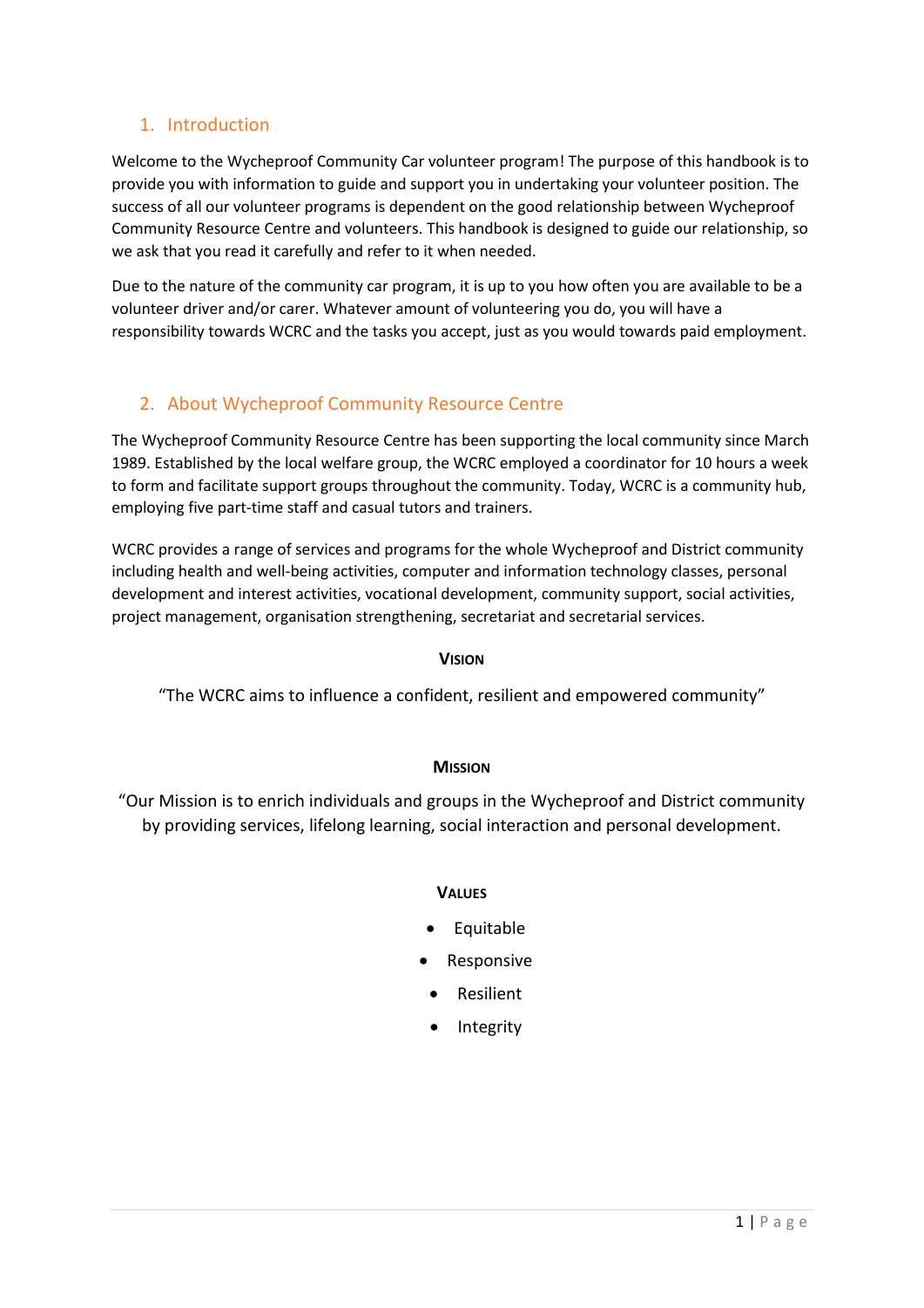## 1. Introduction

Welcome to the Wycheproof Community Car volunteer program! The purpose of this handbook is to provide you with information to guide and support you in undertaking your volunteer position. The success of all our volunteer programs is dependent on the good relationship between Wycheproof Community Resource Centre and volunteers. This handbook is designed to guide our relationship, so we ask that you read it carefully and refer to it when needed.

Due to the nature of the community car program, it is up to you how often you are available to be a volunteer driver and/or carer. Whatever amount of volunteering you do, you will have a responsibility towards WCRC and the tasks you accept, just as you would towards paid employment.

## 2. About Wycheproof Community Resource Centre

The Wycheproof Community Resource Centre has been supporting the local community since March 1989. Established by the local welfare group, the WCRC employed a coordinator for 10 hours a week to form and facilitate support groups throughout the community. Today, WCRC is a community hub, employing five part-time staff and casual tutors and trainers.

WCRC provides a range of services and programs for the whole Wycheproof and District community including health and well-being activities, computer and information technology classes, personal development and interest activities, vocational development, community support, social activities, project management, organisation strengthening, secretariat and secretarial services.

### Vision

"The WCRC aims to influence a confident, resilient and empowered community"

### Mission

"Our Mission is to enrich individuals and groups in the Wycheproof and District community by providing services, lifelong learning, social interaction and personal development.

### Values

- Equitable
- Responsive
- Resilient
- Integrity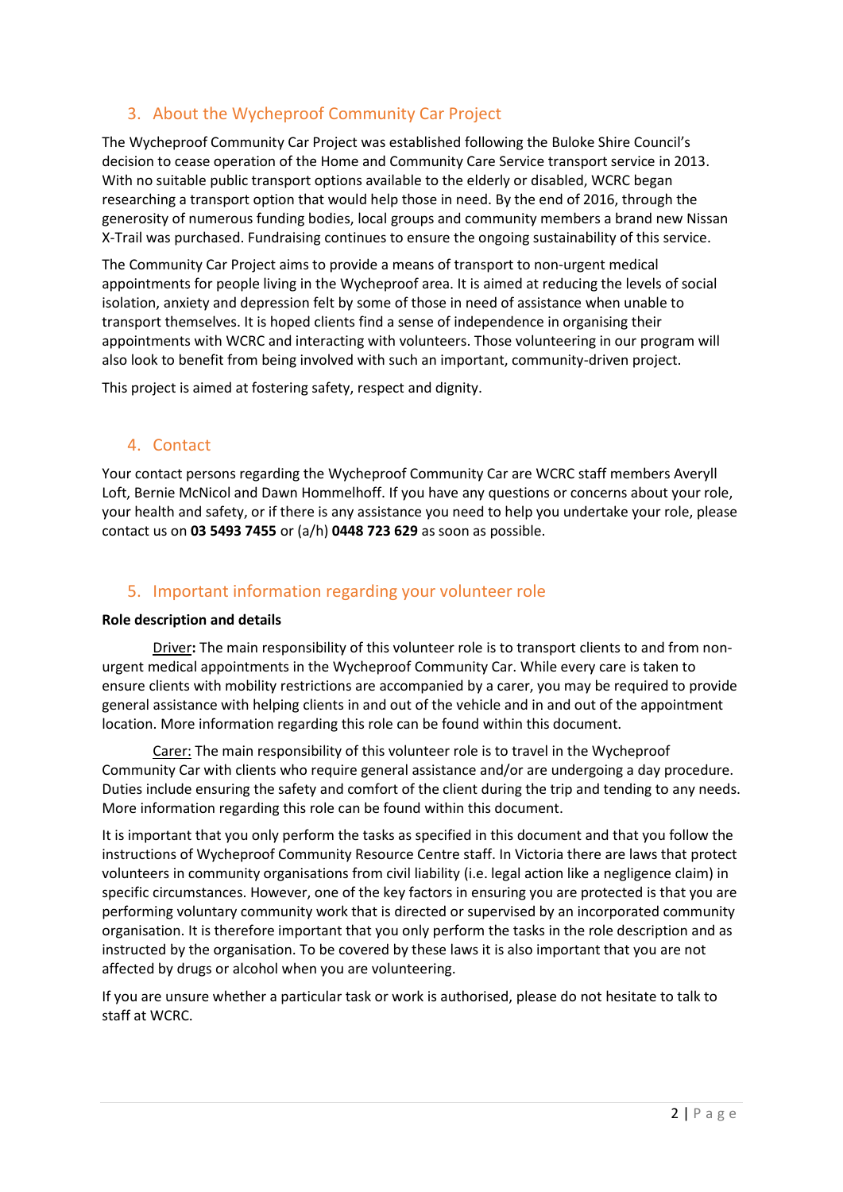## 3. About the Wycheproof Community Car Project

The Wycheproof Community Car Project was established following the Buloke Shire Council's decision to cease operation of the Home and Community Care Service transport service in 2013. With no suitable public transport options available to the elderly or disabled, WCRC began researching a transport option that would help those in need. By the end of 2016, through the generosity of numerous funding bodies, local groups and community members a brand new Nissan X-Trail was purchased. Fundraising continues to ensure the ongoing sustainability of this service.

The Community Car Project aims to provide a means of transport to non-urgent medical appointments for people living in the Wycheproof area. It is aimed at reducing the levels of social isolation, anxiety and depression felt by some of those in need of assistance when unable to transport themselves. It is hoped clients find a sense of independence in organising their appointments with WCRC and interacting with volunteers. Those volunteering in our program will also look to benefit from being involved with such an important, community-driven project.

This project is aimed at fostering safety, respect and dignity.

## 4. Contact

Your contact persons regarding the Wycheproof Community Car are WCRC staff members Averyll Loft, Bernie McNicol and Dawn Hommelhoff. If you have any questions or concerns about your role, your health and safety, or if there is any assistance you need to help you undertake your role, please contact us on **03 5493 7455** or (a/h) **0448 723 629** as soon as possible.

## 5. Important information regarding your volunteer role

**Role description and details**

Driver**:** The main responsibility of this volunteer role is to transport clients to and from non-urgent medical appointments in the Wycheproof Community Car. While every care is taken to ensure clients with mobility restrictions are accompanied by a carer, you may be required to provide general assistance with helping clients in and out of the vehicle and in and out of the appointment location. More information regarding this role can be found within this document.

Carer: The main responsibility of this volunteer role is to travel in the Wycheproof Community Car with clients who require general assistance and/or are undergoing a day procedure. Duties include ensuring the safety and comfort of the client during the trip and tending to any needs. More information regarding this role can be found within this document.

It is important that you only perform the tasks as specified in this document and that you follow the instructions of Wycheproof Community Resource Centre staff. In Victoria there are laws that protect volunteers in community organisations from civil liability (i.e. legal action like a negligence claim) in specific circumstances. However, one of the key factors in ensuring you are protected is that you are performing voluntary community work that is directed or supervised by an incorporated community organisation. It is therefore important that you only perform the tasks in the role description and as instructed by the organisation. To be covered by these laws it is also important that you are not affected by drugs or alcohol when you are volunteering.

If you are unsure whether a particular task or work is authorised, please do not hesitate to talk to staff at WCRC.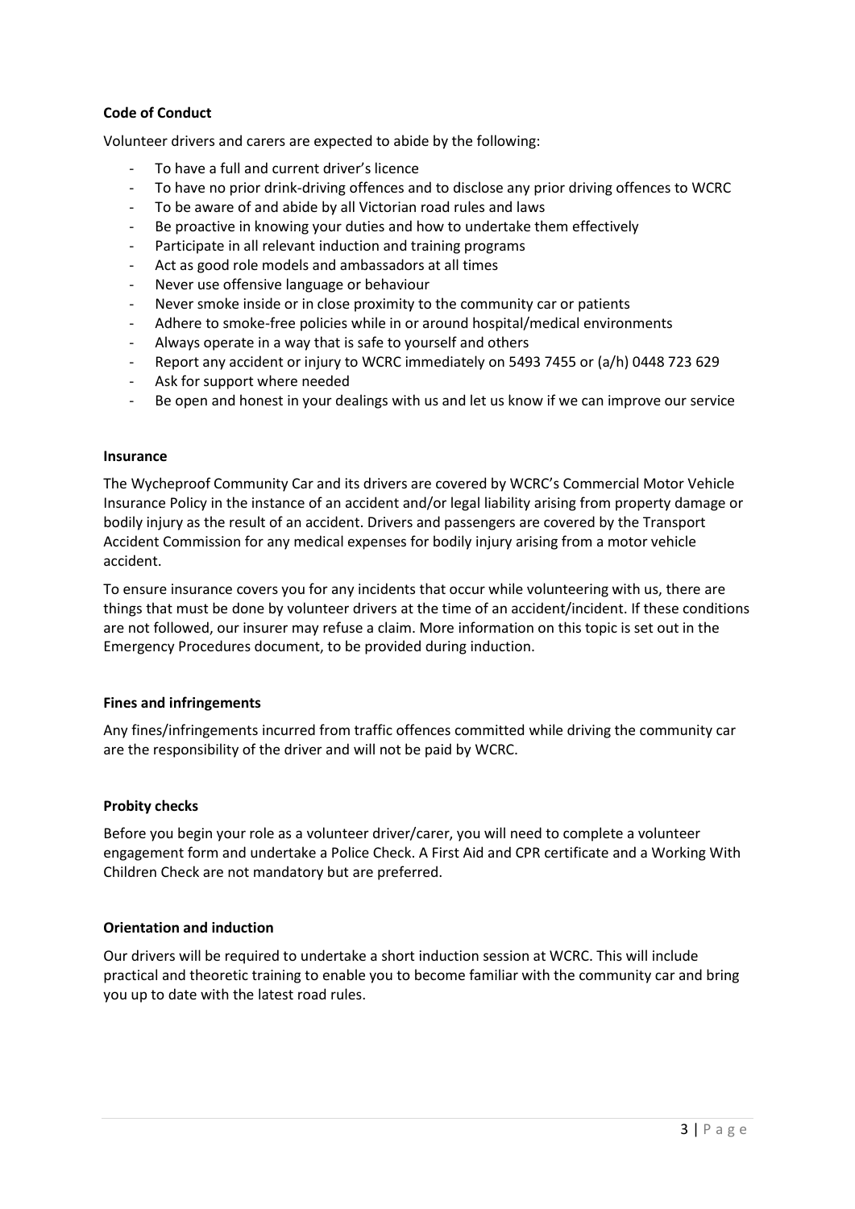**Code of Conduct**

Volunteer drivers and carers are expected to abide by the following:

- To have a full and current driver's licence
- To have no prior drink-driving offences and to disclose any prior driving offences to WCRC
- To be aware of and abide by all Victorian road rules and laws
- Be proactive in knowing your duties and how to undertake them effectively
- Participate in all relevant induction and training programs
- Act as good role models and ambassadors at all times
- Never use offensive language or behaviour
- Never smoke inside or in close proximity to the community car or patients
- Adhere to smoke-free policies while in or around hospital/medical environments
- Always operate in a way that is safe to yourself and others
- Report any accident or injury to WCRC immediately on 5493 7455 or (a/h) 0448 723 629
- Ask for support where needed
- Be open and honest in your dealings with us and let us know if we can improve our service

**Insurance**

The Wycheproof Community Car and its drivers are covered by WCRC's Commercial Motor Vehicle Insurance Policy in the instance of an accident and/or legal liability arising from property damage or bodily injury as the result of an accident. Drivers and passengers are covered by the Transport Accident Commission for any medical expenses for bodily injury arising from a motor vehicle accident.

To ensure insurance covers you for any incidents that occur while volunteering with us, there are things that must be done by volunteer drivers at the time of an accident/incident. If these conditions are not followed, our insurer may refuse a claim. More information on this topic is set out in the Emergency Procedures document, to be provided during induction.

**Fines and infringements**

Any fines/infringements incurred from traffic offences committed while driving the community car are the responsibility of the driver and will not be paid by WCRC.

**Probity checks**

Before you begin your role as a volunteer driver/carer, you will need to complete a volunteer engagement form and undertake a Police Check. A First Aid and CPR certificate and a Working With Children Check are not mandatory but are preferred.

**Orientation and induction**

Our drivers will be required to undertake a short induction session at WCRC. This will include practical and theoretic training to enable you to become familiar with the community car and bring you up to date with the latest road rules.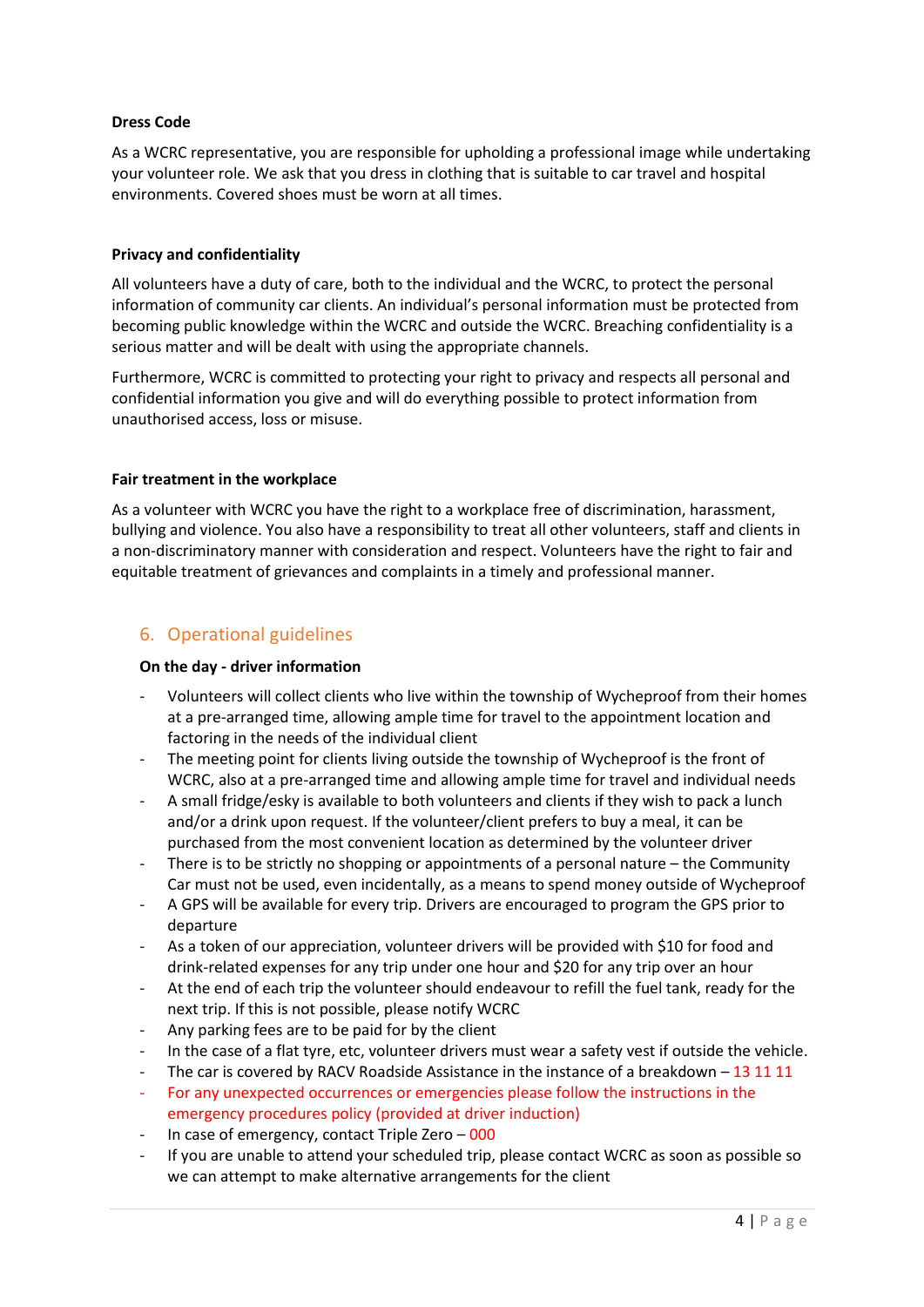**Dress Code**

As a WCRC representative, you are responsible for upholding a professional image while undertaking your volunteer role. We ask that you dress in clothing that is suitable to car travel and hospital environments. Covered shoes must be worn at all times.

**Privacy and confidentiality**

All volunteers have a duty of care, both to the individual and the WCRC, to protect the personal information of community car clients. An individual's personal information must be protected from becoming public knowledge within the WCRC and outside the WCRC. Breaching confidentiality is a serious matter and will be dealt with using the appropriate channels.

Furthermore, WCRC is committed to protecting your right to privacy and respects all personal and confidential information you give and will do everything possible to protect information from unauthorised access, loss or misuse.

**Fair treatment in the workplace**

As a volunteer with WCRC you have the right to a workplace free of discrimination, harassment, bullying and violence. You also have a responsibility to treat all other volunteers, staff and clients in a non-discriminatory manner with consideration and respect. Volunteers have the right to fair and equitable treatment of grievances and complaints in a timely and professional manner.

## 6. Operational guidelines

**On the day - driver information**

- Volunteers will collect clients who live within the township of Wycheproof from their homes at a pre-arranged time, allowing ample time for travel to the appointment location and factoring in the needs of the individual client
- The meeting point for clients living outside the township of Wycheproof is the front of WCRC, also at a pre-arranged time and allowing ample time for travel and individual needs
- A small fridge/esky is available to both volunteers and clients if they wish to pack a lunch and/or a drink upon request. If the volunteer/client prefers to buy a meal, it can be purchased from the most convenient location as determined by the volunteer driver
- There is to be strictly no shopping or appointments of a personal nature – the Community Car must not be used, even incidentally, as a means to spend money outside of Wycheproof
- A GPS will be available for every trip. Drivers are encouraged to program the GPS prior to departure
- As a token of our appreciation, volunteer drivers will be provided with $10 for food and drink-related expenses for any trip under one hour and $20 for any trip over an hour
- At the end of each trip the volunteer should endeavour to refill the fuel tank, ready for the next trip. If this is not possible, please notify WCRC
- Any parking fees are to be paid for by the client
- In the case of a flat tyre, etc, volunteer drivers must wear a safety vest if outside the vehicle.
- The car is covered by RACV Roadside Assistance in the instance of a breakdown – 13 11 11
- For any unexpected occurrences or emergencies please follow the instructions in the emergency procedures policy (provided at driver induction)
- In case of emergency, contact Triple Zero – 000
- If you are unable to attend your scheduled trip, please contact WCRC as soon as possible so we can attempt to make alternative arrangements for the client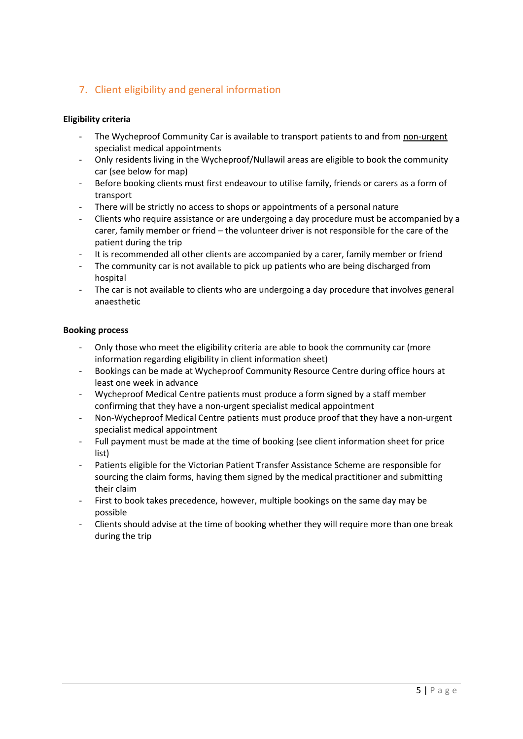## 7. Client eligibility and general information

**Eligibility criteria**

- The Wycheproof Community Car is available to transport patients to and from <u>non-urgent</u> specialist medical appointments
- Only residents living in the Wycheproof/Nullawil areas are eligible to book the community car (see below for map)
- Before booking clients must first endeavour to utilise family, friends or carers as a form of transport
- There will be strictly no access to shops or appointments of a personal nature
- Clients who require assistance or are undergoing a day procedure must be accompanied by a carer, family member or friend – the volunteer driver is not responsible for the care of the patient during the trip
- It is recommended all other clients are accompanied by a carer, family member or friend
- The community car is not available to pick up patients who are being discharged from hospital
- The car is not available to clients who are undergoing a day procedure that involves general anaesthetic

**Booking process**

- Only those who meet the eligibility criteria are able to book the community car (more information regarding eligibility in client information sheet)
- Bookings can be made at Wycheproof Community Resource Centre during office hours at least one week in advance
- Wycheproof Medical Centre patients must produce a form signed by a staff member confirming that they have a non-urgent specialist medical appointment
- Non-Wycheproof Medical Centre patients must produce proof that they have a non-urgent specialist medical appointment
- Full payment must be made at the time of booking (see client information sheet for price list)
- Patients eligible for the Victorian Patient Transfer Assistance Scheme are responsible for sourcing the claim forms, having them signed by the medical practitioner and submitting their claim
- First to book takes precedence, however, multiple bookings on the same day may be possible
- Clients should advise at the time of booking whether they will require more than one break during the trip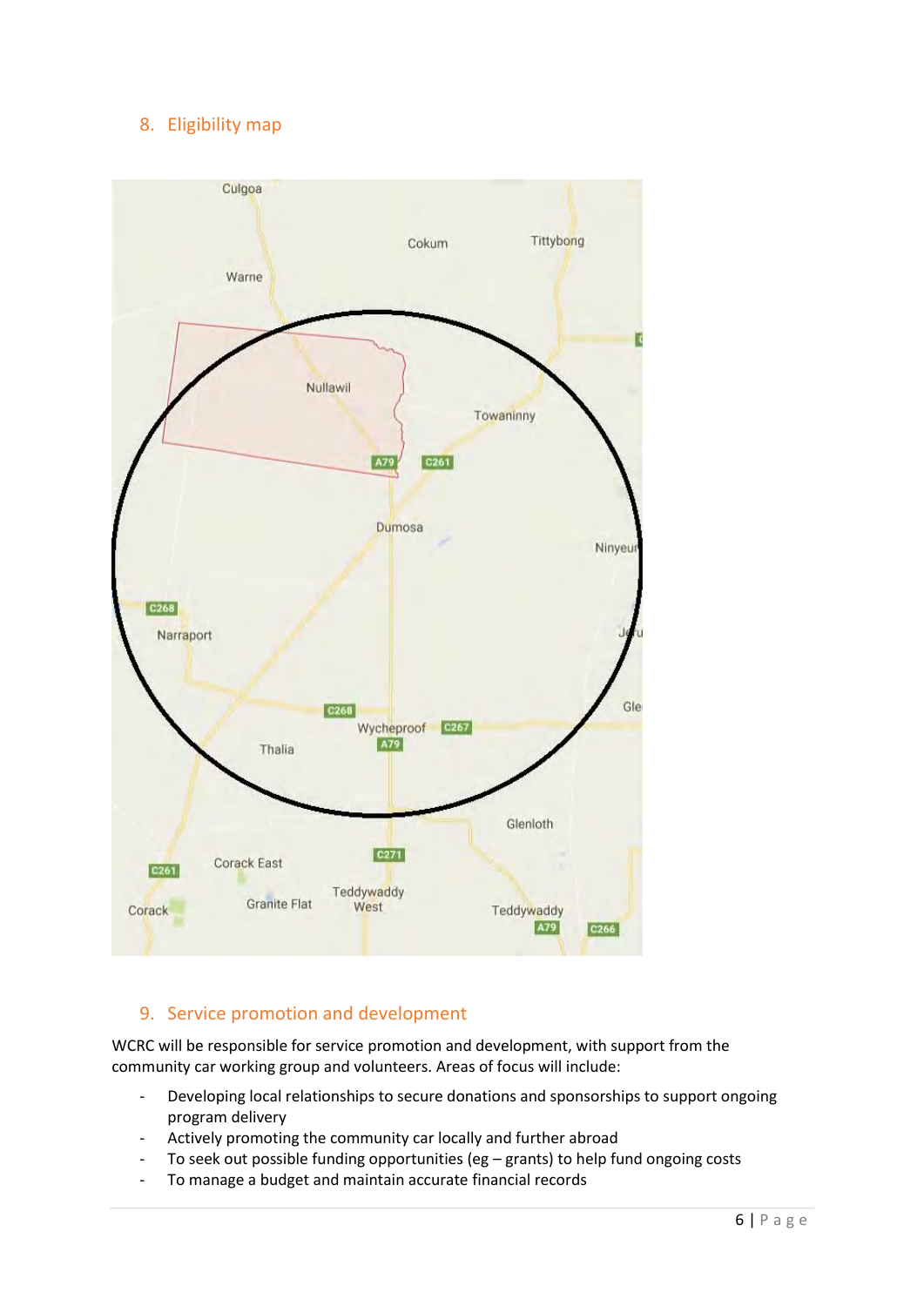## 8. Eligibility map

## 9. Service promotion and development

WCRC will be responsible for service promotion and development, with support from the community car working group and volunteers. Areas of focus will include:

- Developing local relationships to secure donations and sponsorships to support ongoing program delivery
- Actively promoting the community car locally and further abroad
- To seek out possible funding opportunities (eg – grants) to help fund ongoing costs
- To manage a budget and maintain accurate financial records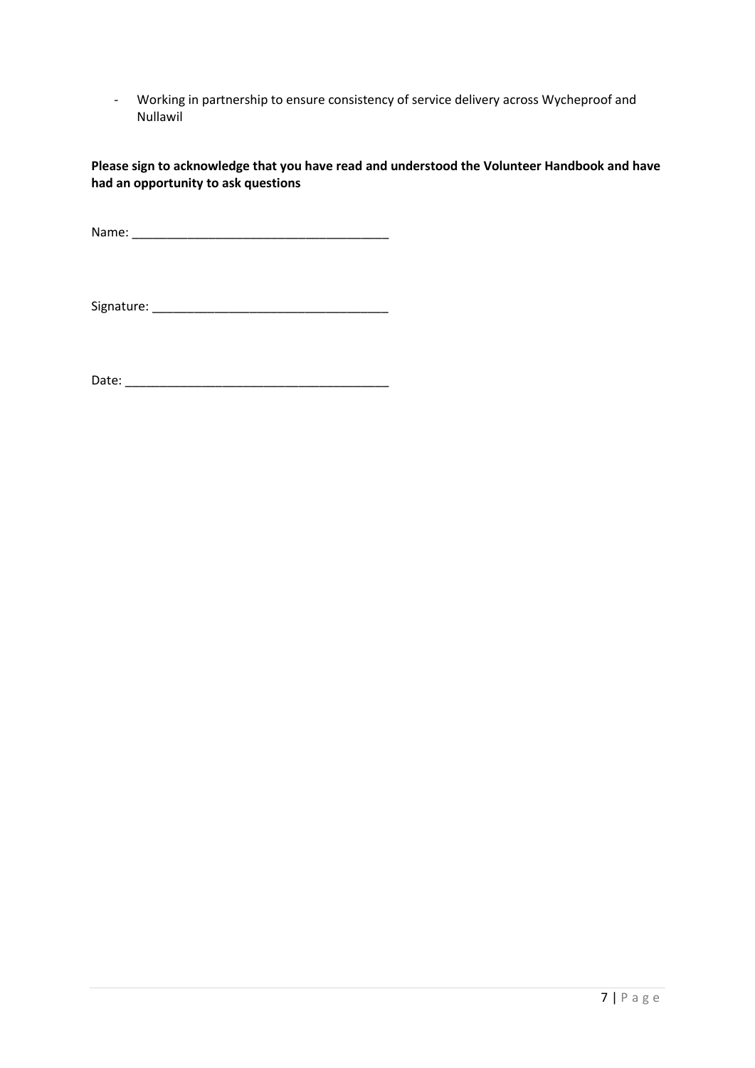- Working in partnership to ensure consistency of service delivery across Wycheproof and Nullawil

**Please sign to acknowledge that you have read and understood the Volunteer Handbook and have had an opportunity to ask questions**

Name: _____________________________________

Signature: _________________________________

Date: ______________________________________